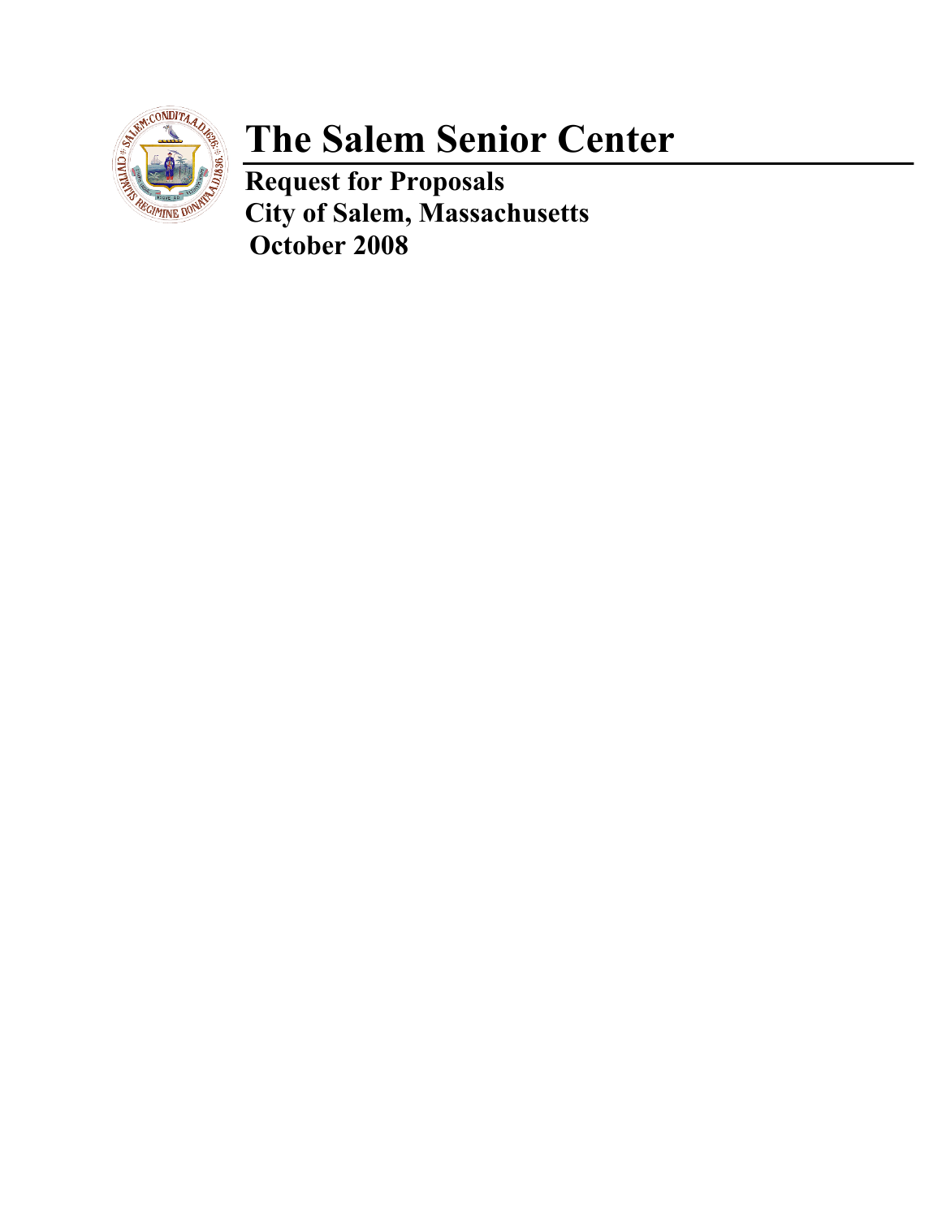# The Salem Senior Center

**Request for Proposals**
**City of Salem, Massachusetts**
**October 2008**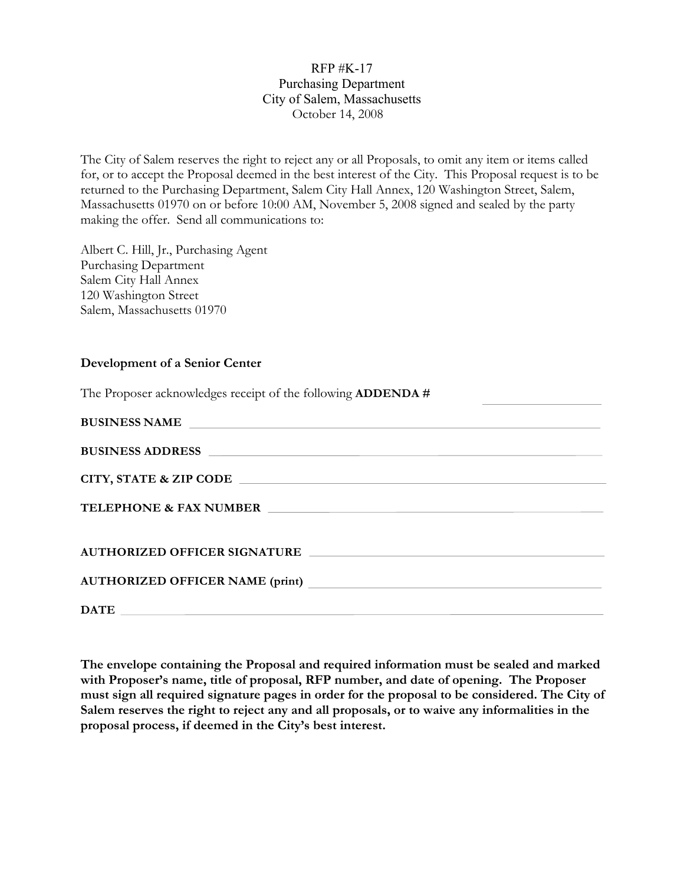RFP #K-17
Purchasing Department
City of Salem, Massachusetts
October 14, 2008

The City of Salem reserves the right to reject any or all Proposals, to omit any item or items called for, or to accept the Proposal deemed in the best interest of the City. This Proposal request is to be returned to the Purchasing Department, Salem City Hall Annex, 120 Washington Street, Salem, Massachusetts 01970 on or before 10:00 AM, November 5, 2008 signed and sealed by the party making the offer. Send all communications to:

Albert C. Hill, Jr., Purchasing Agent
Purchasing Department
Salem City Hall Annex
120 Washington Street
Salem, Massachusetts 01970

**Development of a Senior Center**

The Proposer acknowledges receipt of the following **ADDENDA #** ____________________

**BUSINESS NAME** ____________________________________________________________

**BUSINESS ADDRESS** ________________________________________________________

**CITY, STATE & ZIP CODE** ___________________________________________________

**TELEPHONE & FAX NUMBER** _________________________________________________

**AUTHORIZED OFFICER SIGNATURE** __________________________________________

**AUTHORIZED OFFICER NAME (print)** _________________________________________

**DATE** ________________________________________________________________

**The envelope containing the Proposal and required information must be sealed and marked with Proposer's name, title of proposal, RFP number, and date of opening. The Proposer must sign all required signature pages in order for the proposal to be considered. The City of Salem reserves the right to reject any and all proposals, or to waive any informalities in the proposal process, if deemed in the City's best interest.**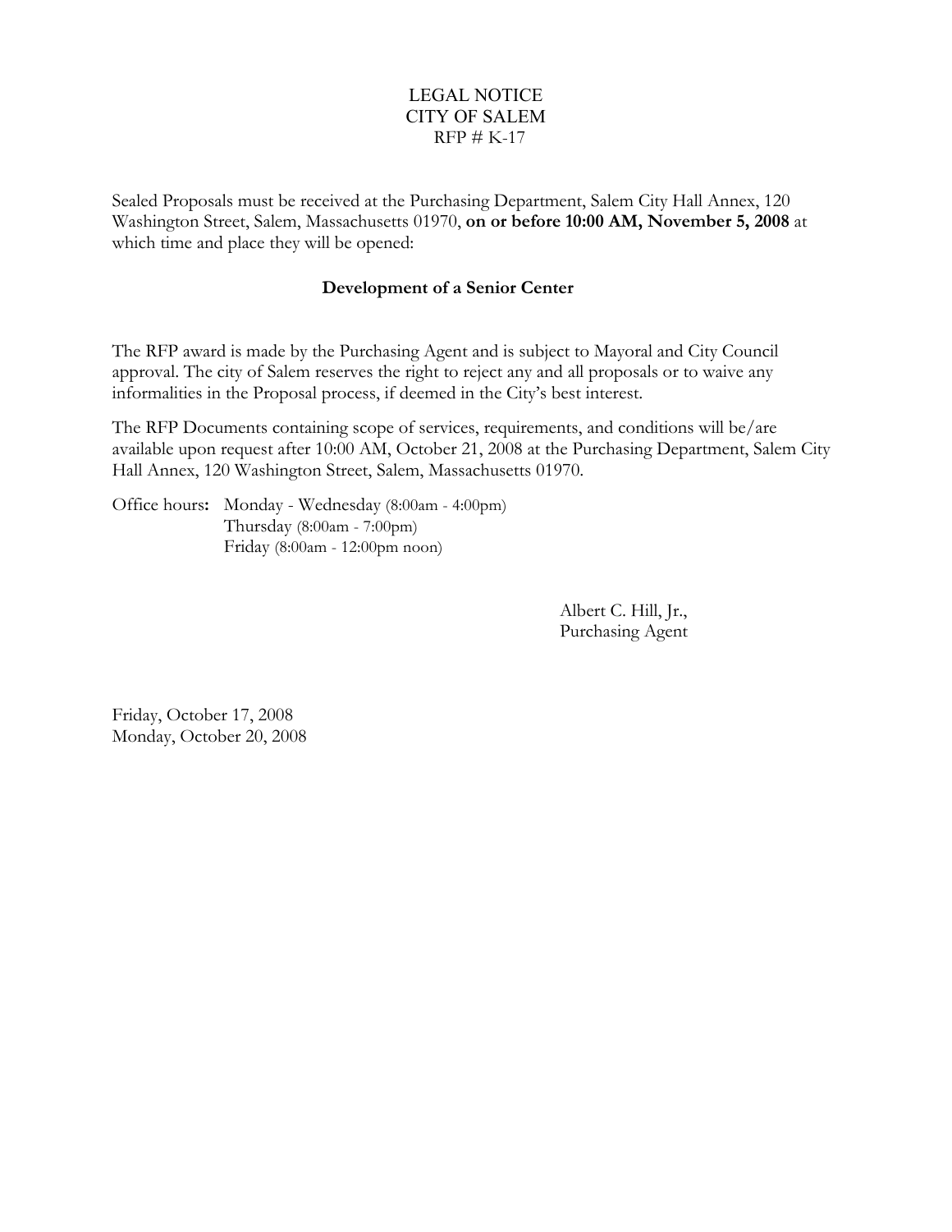LEGAL NOTICE
CITY OF SALEM
RFP # K-17

Sealed Proposals must be received at the Purchasing Department, Salem City Hall Annex, 120 Washington Street, Salem, Massachusetts 01970, **on or before 10:00 AM, November 5, 2008** at which time and place they will be opened:

**Development of a Senior Center**

The RFP award is made by the Purchasing Agent and is subject to Mayoral and City Council approval. The city of Salem reserves the right to reject any and all proposals or to waive any informalities in the Proposal process, if deemed in the City's best interest.

The RFP Documents containing scope of services, requirements, and conditions will be/are available upon request after 10:00 AM, October 21, 2008 at the Purchasing Department, Salem City Hall Annex, 120 Washington Street, Salem, Massachusetts 01970.

Office hours**:** Monday - Wednesday (8:00am - 4:00pm)
Thursday (8:00am - 7:00pm)
Friday (8:00am - 12:00pm noon)

Albert C. Hill, Jr.,
Purchasing Agent

Friday, October 17, 2008
Monday, October 20, 2008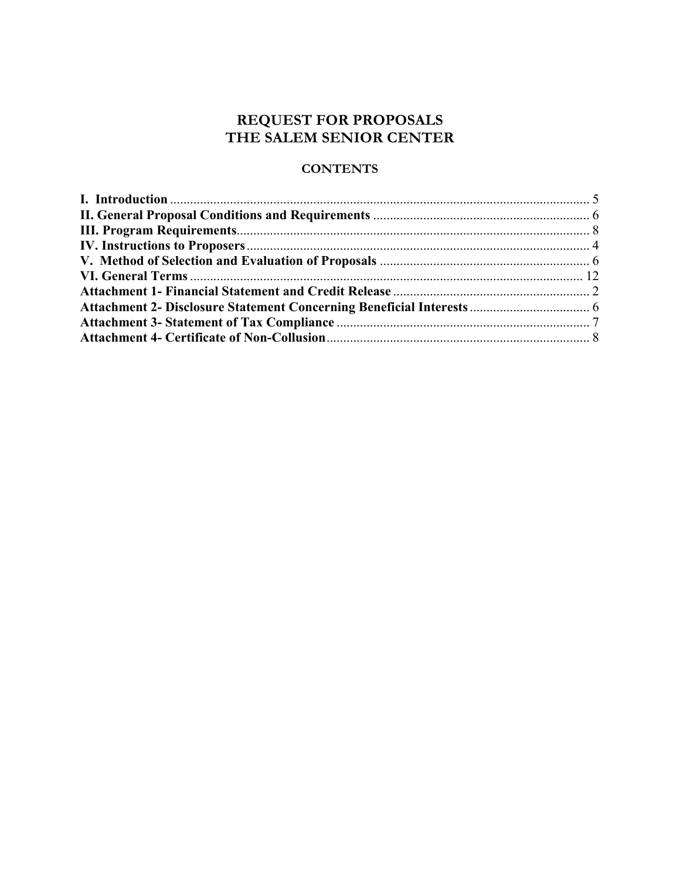# REQUEST FOR PROPOSALS
# THE SALEM SENIOR CENTER

## CONTENTS

**I. Introduction** ............................................................ 5
**II. General Proposal Conditions and Requirements** ................................ 6
**III. Program Requirements** ........................................................ 8
**IV. Instructions to Proposers** .................................................... 4
**V. Method of Selection and Evaluation of Proposals** ............................. 6
**VI. General Terms** .............................................................. 12
**Attachment 1- Financial Statement and Credit Release** ............................ 2
**Attachment 2- Disclosure Statement Concerning Beneficial Interests** ............... 6
**Attachment 3- Statement of Tax Compliance** ....................................... 7
**Attachment 4- Certificate of Non-Collusion** ...................................... 8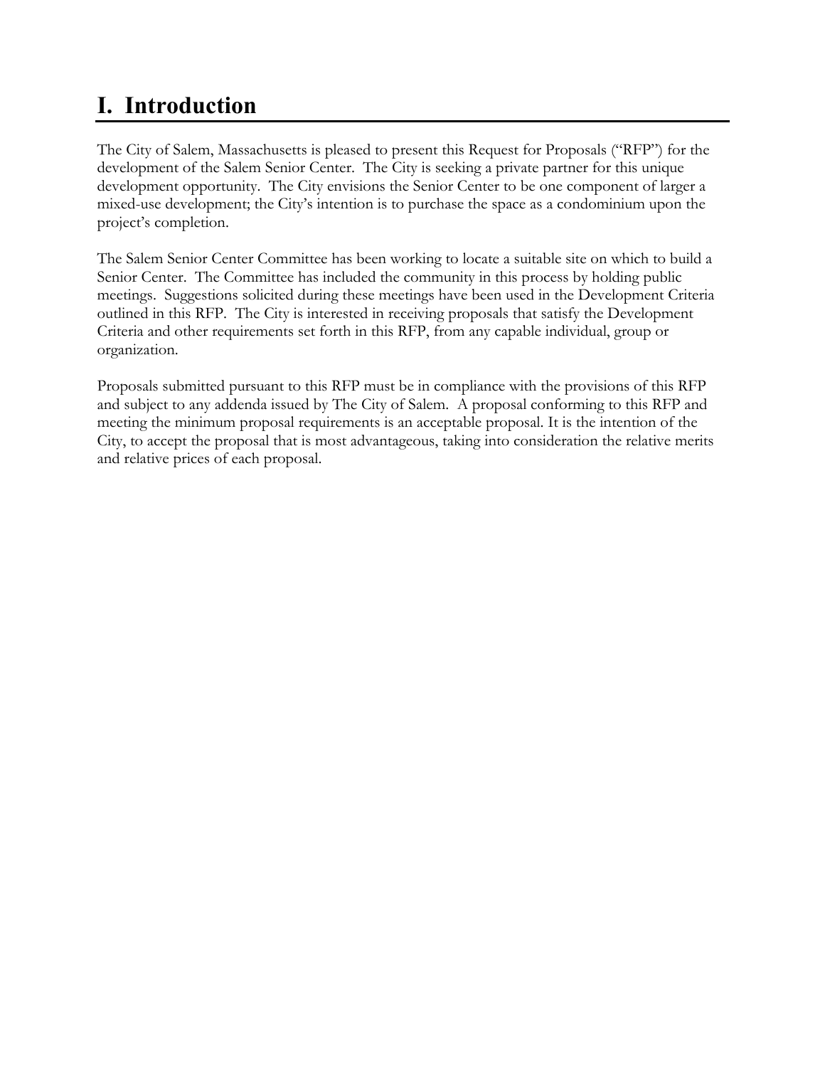# I. Introduction

The City of Salem, Massachusetts is pleased to present this Request for Proposals ("RFP") for the development of the Salem Senior Center. The City is seeking a private partner for this unique development opportunity. The City envisions the Senior Center to be one component of larger a mixed-use development; the City's intention is to purchase the space as a condominium upon the project's completion.

The Salem Senior Center Committee has been working to locate a suitable site on which to build a Senior Center. The Committee has included the community in this process by holding public meetings. Suggestions solicited during these meetings have been used in the Development Criteria outlined in this RFP. The City is interested in receiving proposals that satisfy the Development Criteria and other requirements set forth in this RFP, from any capable individual, group or organization.

Proposals submitted pursuant to this RFP must be in compliance with the provisions of this RFP and subject to any addenda issued by The City of Salem. A proposal conforming to this RFP and meeting the minimum proposal requirements is an acceptable proposal. It is the intention of the City, to accept the proposal that is most advantageous, taking into consideration the relative merits and relative prices of each proposal.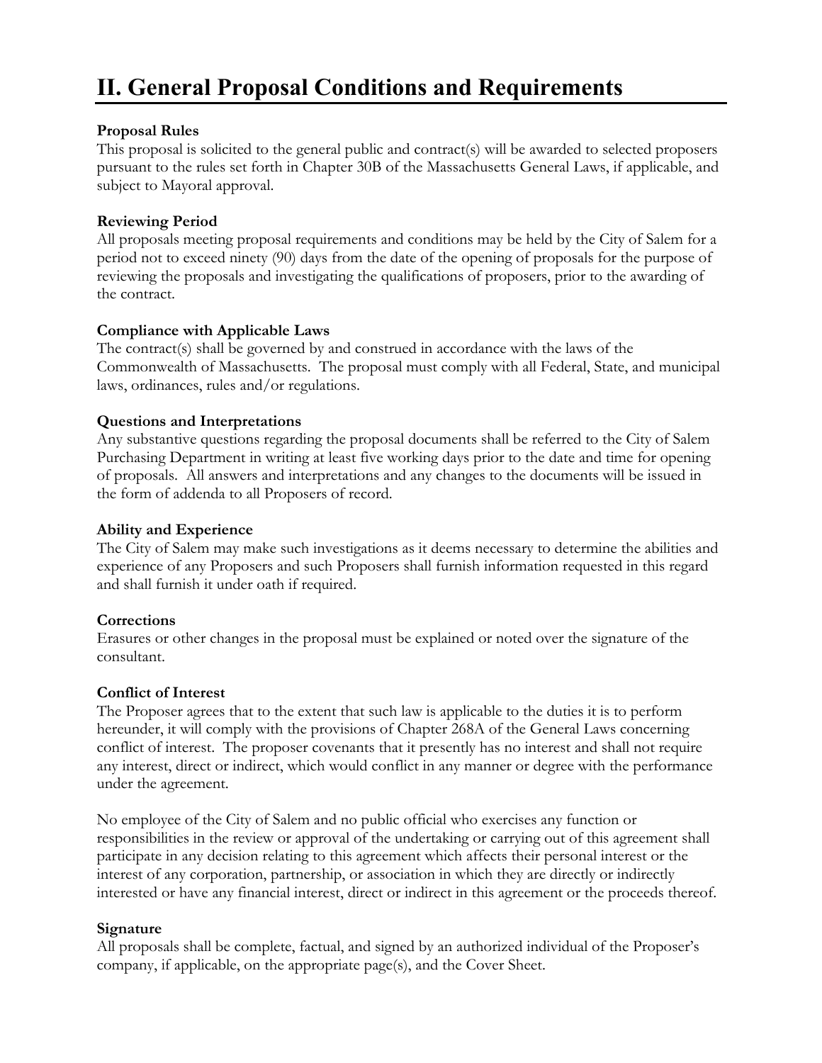# II. General Proposal Conditions and Requirements

**Proposal Rules**
This proposal is solicited to the general public and contract(s) will be awarded to selected proposers pursuant to the rules set forth in Chapter 30B of the Massachusetts General Laws, if applicable, and subject to Mayoral approval.

**Reviewing Period**
All proposals meeting proposal requirements and conditions may be held by the City of Salem for a period not to exceed ninety (90) days from the date of the opening of proposals for the purpose of reviewing the proposals and investigating the qualifications of proposers, prior to the awarding of the contract.

**Compliance with Applicable Laws**
The contract(s) shall be governed by and construed in accordance with the laws of the Commonwealth of Massachusetts. The proposal must comply with all Federal, State, and municipal laws, ordinances, rules and/or regulations.

**Questions and Interpretations**
Any substantive questions regarding the proposal documents shall be referred to the City of Salem Purchasing Department in writing at least five working days prior to the date and time for opening of proposals. All answers and interpretations and any changes to the documents will be issued in the form of addenda to all Proposers of record.

**Ability and Experience**
The City of Salem may make such investigations as it deems necessary to determine the abilities and experience of any Proposers and such Proposers shall furnish information requested in this regard and shall furnish it under oath if required.

**Corrections**
Erasures or other changes in the proposal must be explained or noted over the signature of the consultant.

**Conflict of Interest**
The Proposer agrees that to the extent that such law is applicable to the duties it is to perform hereunder, it will comply with the provisions of Chapter 268A of the General Laws concerning conflict of interest. The proposer covenants that it presently has no interest and shall not require any interest, direct or indirect, which would conflict in any manner or degree with the performance under the agreement.

No employee of the City of Salem and no public official who exercises any function or responsibilities in the review or approval of the undertaking or carrying out of this agreement shall participate in any decision relating to this agreement which affects their personal interest or the interest of any corporation, partnership, or association in which they are directly or indirectly interested or have any financial interest, direct or indirect in this agreement or the proceeds thereof.

**Signature**
All proposals shall be complete, factual, and signed by an authorized individual of the Proposer's company, if applicable, on the appropriate page(s), and the Cover Sheet.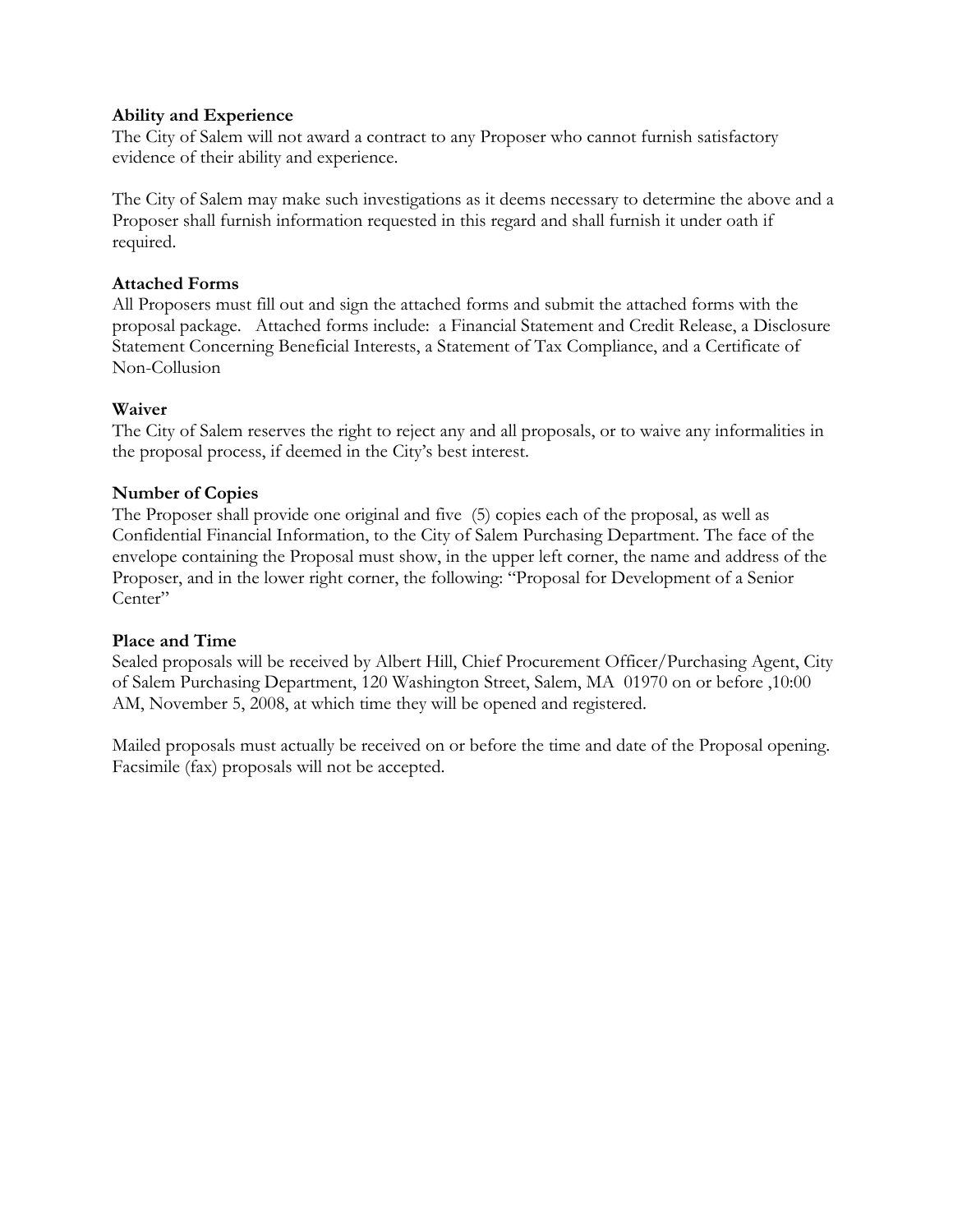**Ability and Experience**
The City of Salem will not award a contract to any Proposer who cannot furnish satisfactory evidence of their ability and experience.

The City of Salem may make such investigations as it deems necessary to determine the above and a Proposer shall furnish information requested in this regard and shall furnish it under oath if required.

**Attached Forms**
All Proposers must fill out and sign the attached forms and submit the attached forms with the proposal package. Attached forms include: a Financial Statement and Credit Release, a Disclosure Statement Concerning Beneficial Interests, a Statement of Tax Compliance, and a Certificate of Non-Collusion

**Waiver**
The City of Salem reserves the right to reject any and all proposals, or to waive any informalities in the proposal process, if deemed in the City's best interest.

**Number of Copies**
The Proposer shall provide one original and five (5) copies each of the proposal, as well as Confidential Financial Information, to the City of Salem Purchasing Department. The face of the envelope containing the Proposal must show, in the upper left corner, the name and address of the Proposer, and in the lower right corner, the following: "Proposal for Development of a Senior Center"

**Place and Time**
Sealed proposals will be received by Albert Hill, Chief Procurement Officer/Purchasing Agent, City of Salem Purchasing Department, 120 Washington Street, Salem, MA 01970 on or before ,10:00 AM, November 5, 2008, at which time they will be opened and registered.

Mailed proposals must actually be received on or before the time and date of the Proposal opening. Facsimile (fax) proposals will not be accepted.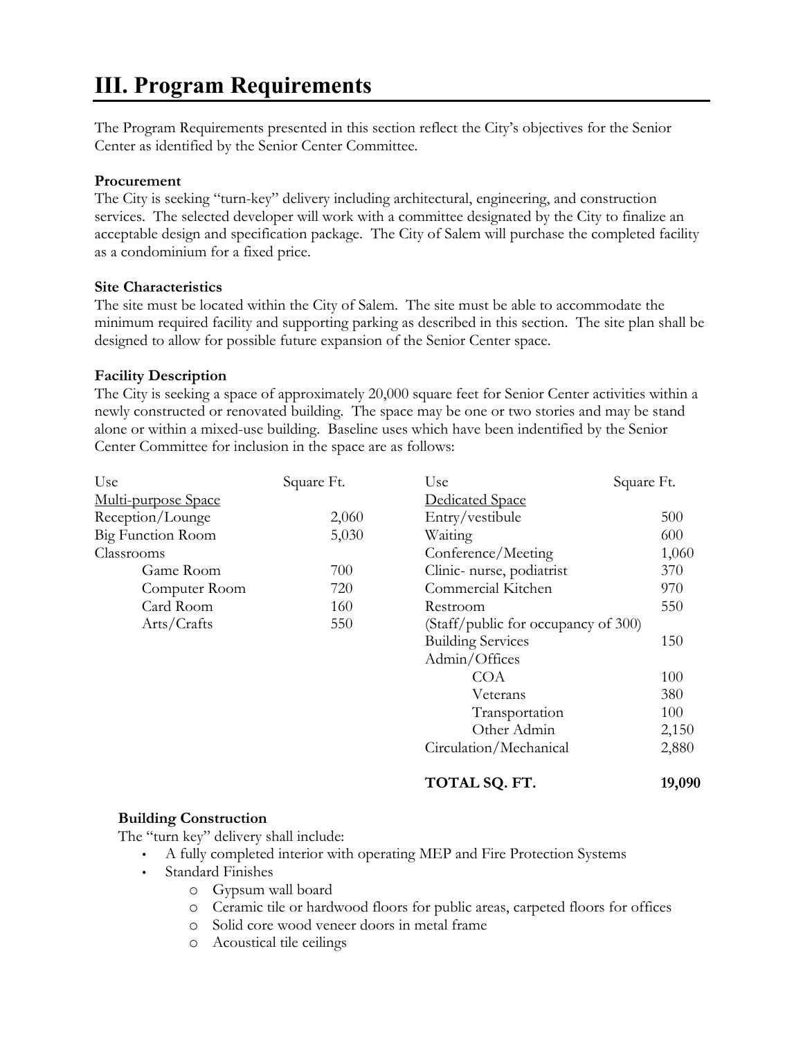# III. Program Requirements

The Program Requirements presented in this section reflect the City's objectives for the Senior Center as identified by the Senior Center Committee.

**Procurement**

The City is seeking "turn-key" delivery including architectural, engineering, and construction services. The selected developer will work with a committee designated by the City to finalize an acceptable design and specification package. The City of Salem will purchase the completed facility as a condominium for a fixed price.

**Site Characteristics**

The site must be located within the City of Salem. The site must be able to accommodate the minimum required facility and supporting parking as described in this section. The site plan shall be designed to allow for possible future expansion of the Senior Center space.

**Facility Description**

The City is seeking a space of approximately 20,000 square feet for Senior Center activities within a newly constructed or renovated building. The space may be one or two stories and may be stand alone or within a mixed-use building. Baseline uses which have been indentified by the Senior Center Committee for inclusion in the space are as follows:

| Use | Square Ft. | Use | Square Ft. |
|---|---|---|---|
| Multi-purpose Space | | Dedicated Space | |
| Reception/Lounge | 2,060 | Entry/vestibule | 500 |
| Big Function Room | 5,030 | Waiting | 600 |
| Classrooms | | Conference/Meeting | 1,060 |
| Game Room | 700 | Clinic- nurse, podiatrist | 370 |
| Computer Room | 720 | Commercial Kitchen | 970 |
| Card Room | 160 | Restroom | 550 |
| Arts/Crafts | 550 | (Staff/public for occupancy of 300) | |
| | | Building Services | 150 |
| | | Admin/Offices | |
| | | COA | 100 |
| | | Veterans | 380 |
| | | Transportation | 100 |
| | | Other Admin | 2,150 |
| | | Circulation/Mechanical | 2,880 |
| | | **TOTAL SQ. FT.** | **19,090** |

**Building Construction**

The "turn key" delivery shall include:

- A fully completed interior with operating MEP and Fire Protection Systems
- Standard Finishes
  - Gypsum wall board
  - Ceramic tile or hardwood floors for public areas, carpeted floors for offices
  - Solid core wood veneer doors in metal frame
  - Acoustical tile ceilings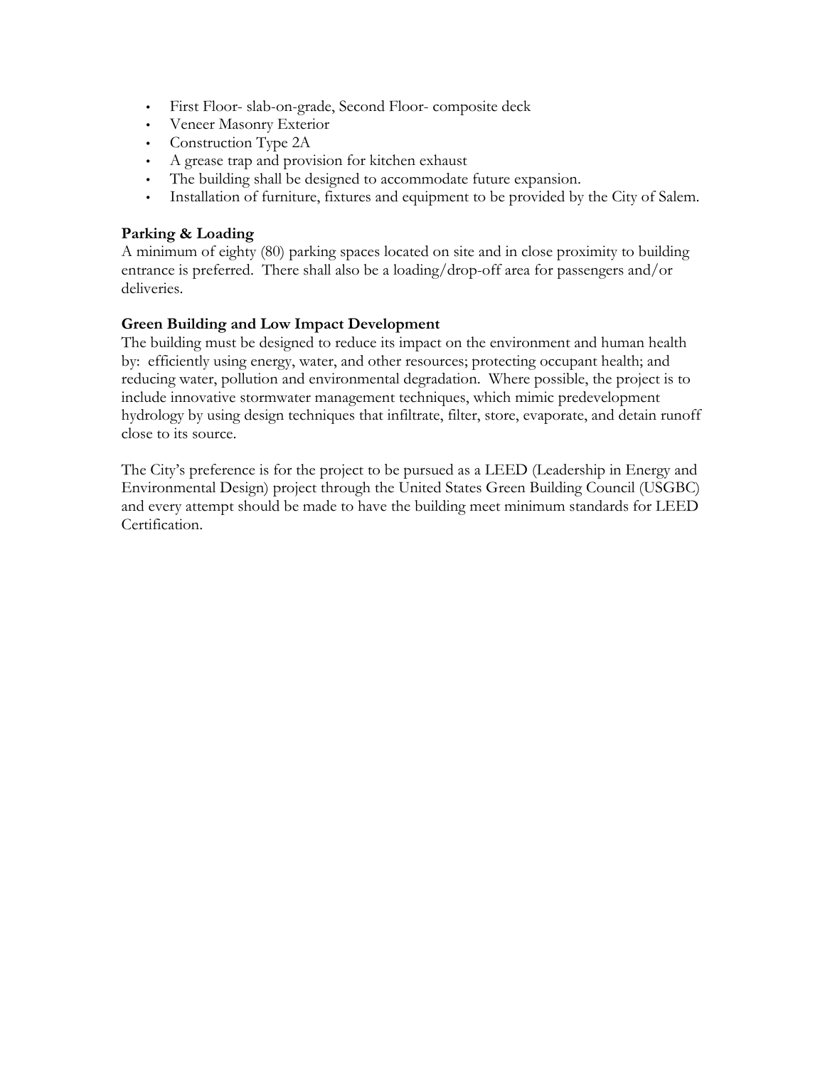- First Floor- slab-on-grade, Second Floor- composite deck
- Veneer Masonry Exterior
- Construction Type 2A
- A grease trap and provision for kitchen exhaust
- The building shall be designed to accommodate future expansion.
- Installation of furniture, fixtures and equipment to be provided by the City of Salem.

**Parking & Loading**

A minimum of eighty (80) parking spaces located on site and in close proximity to building entrance is preferred. There shall also be a loading/drop-off area for passengers and/or deliveries.

**Green Building and Low Impact Development**

The building must be designed to reduce its impact on the environment and human health by: efficiently using energy, water, and other resources; protecting occupant health; and reducing water, pollution and environmental degradation. Where possible, the project is to include innovative stormwater management techniques, which mimic predevelopment hydrology by using design techniques that infiltrate, filter, store, evaporate, and detain runoff close to its source.

The City's preference is for the project to be pursued as a LEED (Leadership in Energy and Environmental Design) project through the United States Green Building Council (USGBC) and every attempt should be made to have the building meet minimum standards for LEED Certification.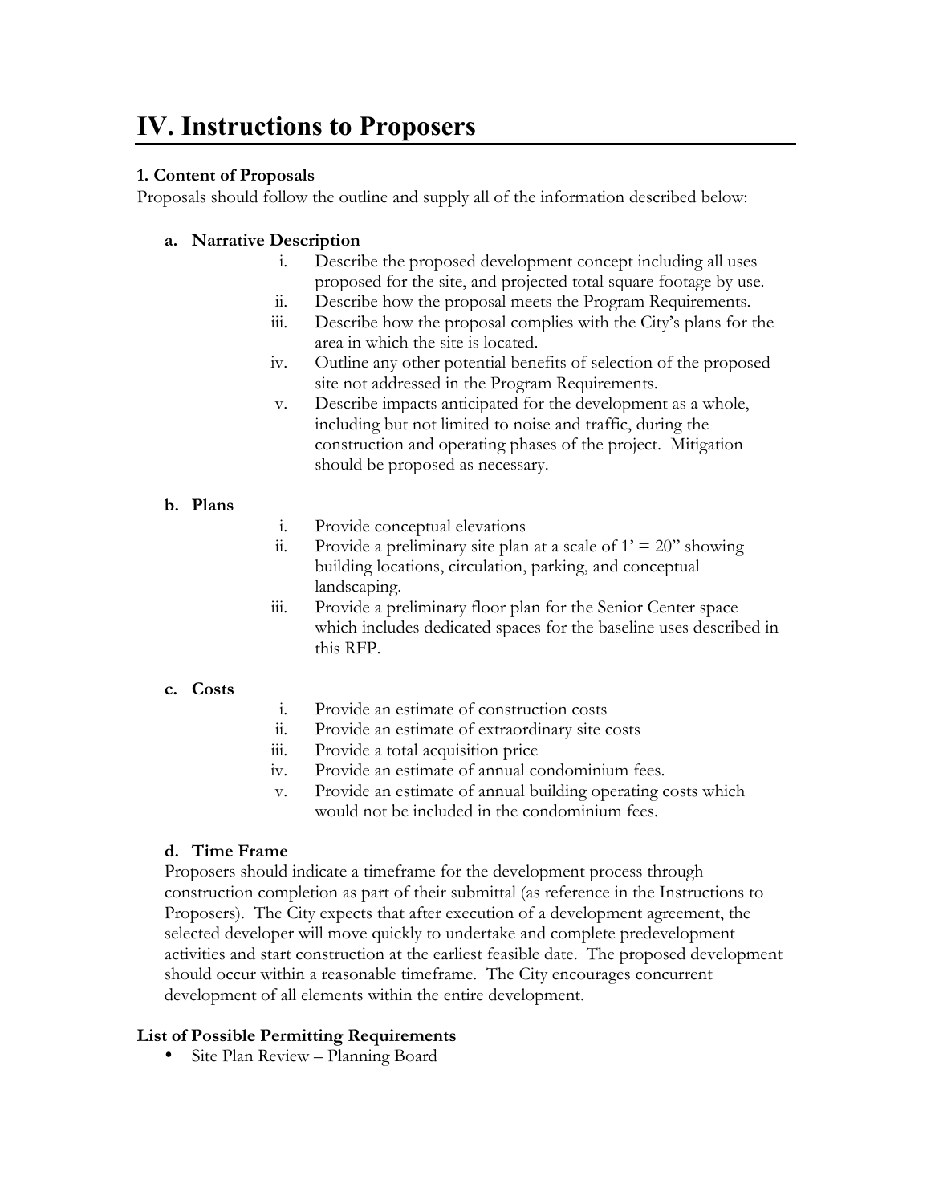# IV. Instructions to Proposers

**1. Content of Proposals**

Proposals should follow the outline and supply all of the information described below:

**a. Narrative Description**

i. Describe the proposed development concept including all uses proposed for the site, and projected total square footage by use.
ii. Describe how the proposal meets the Program Requirements.
iii. Describe how the proposal complies with the City's plans for the area in which the site is located.
iv. Outline any other potential benefits of selection of the proposed site not addressed in the Program Requirements.
v. Describe impacts anticipated for the development as a whole, including but not limited to noise and traffic, during the construction and operating phases of the project. Mitigation should be proposed as necessary.

**b. Plans**

i. Provide conceptual elevations
ii. Provide a preliminary site plan at a scale of 1' = 20" showing building locations, circulation, parking, and conceptual landscaping.
iii. Provide a preliminary floor plan for the Senior Center space which includes dedicated spaces for the baseline uses described in this RFP.

**c. Costs**

i. Provide an estimate of construction costs
ii. Provide an estimate of extraordinary site costs
iii. Provide a total acquisition price
iv. Provide an estimate of annual condominium fees.
v. Provide an estimate of annual building operating costs which would not be included in the condominium fees.

**d. Time Frame**

Proposers should indicate a timeframe for the development process through construction completion as part of their submittal (as reference in the Instructions to Proposers). The City expects that after execution of a development agreement, the selected developer will move quickly to undertake and complete predevelopment activities and start construction at the earliest feasible date. The proposed development should occur within a reasonable timeframe. The City encourages concurrent development of all elements within the entire development.

**List of Possible Permitting Requirements**

- Site Plan Review – Planning Board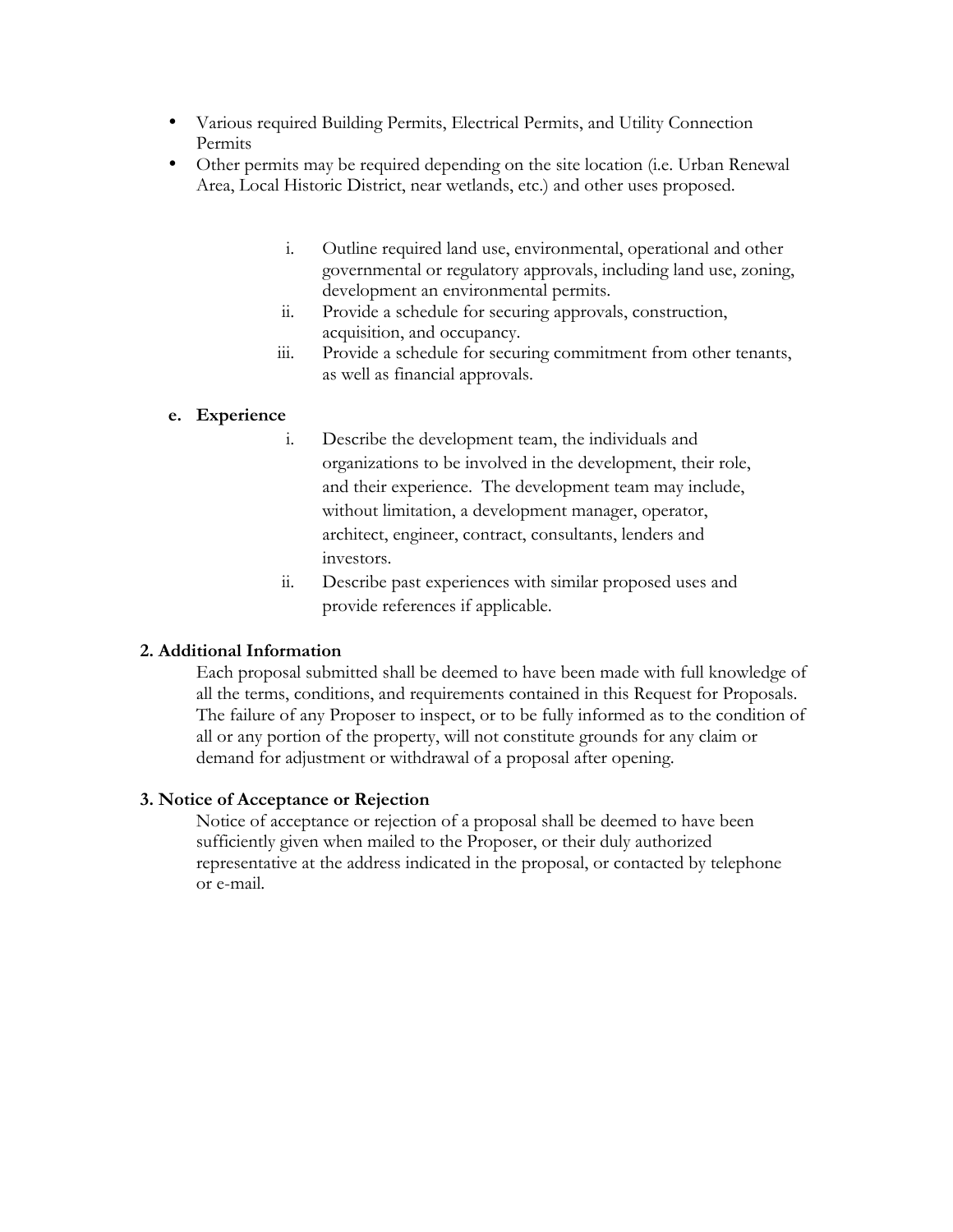- Various required Building Permits, Electrical Permits, and Utility Connection Permits
- Other permits may be required depending on the site location (i.e. Urban Renewal Area, Local Historic District, near wetlands, etc.) and other uses proposed.

   i. Outline required land use, environmental, operational and other governmental or regulatory approvals, including land use, zoning, development an environmental permits.
   ii. Provide a schedule for securing approvals, construction, acquisition, and occupancy.
   iii. Provide a schedule for securing commitment from other tenants, as well as financial approvals.

**e. Experience**

   i. Describe the development team, the individuals and organizations to be involved in the development, their role, and their experience. The development team may include, without limitation, a development manager, operator, architect, engineer, contract, consultants, lenders and investors.
   ii. Describe past experiences with similar proposed uses and provide references if applicable.

**2. Additional Information**

Each proposal submitted shall be deemed to have been made with full knowledge of all the terms, conditions, and requirements contained in this Request for Proposals. The failure of any Proposer to inspect, or to be fully informed as to the condition of all or any portion of the property, will not constitute grounds for any claim or demand for adjustment or withdrawal of a proposal after opening.

**3. Notice of Acceptance or Rejection**

Notice of acceptance or rejection of a proposal shall be deemed to have been sufficiently given when mailed to the Proposer, or their duly authorized representative at the address indicated in the proposal, or contacted by telephone or e-mail.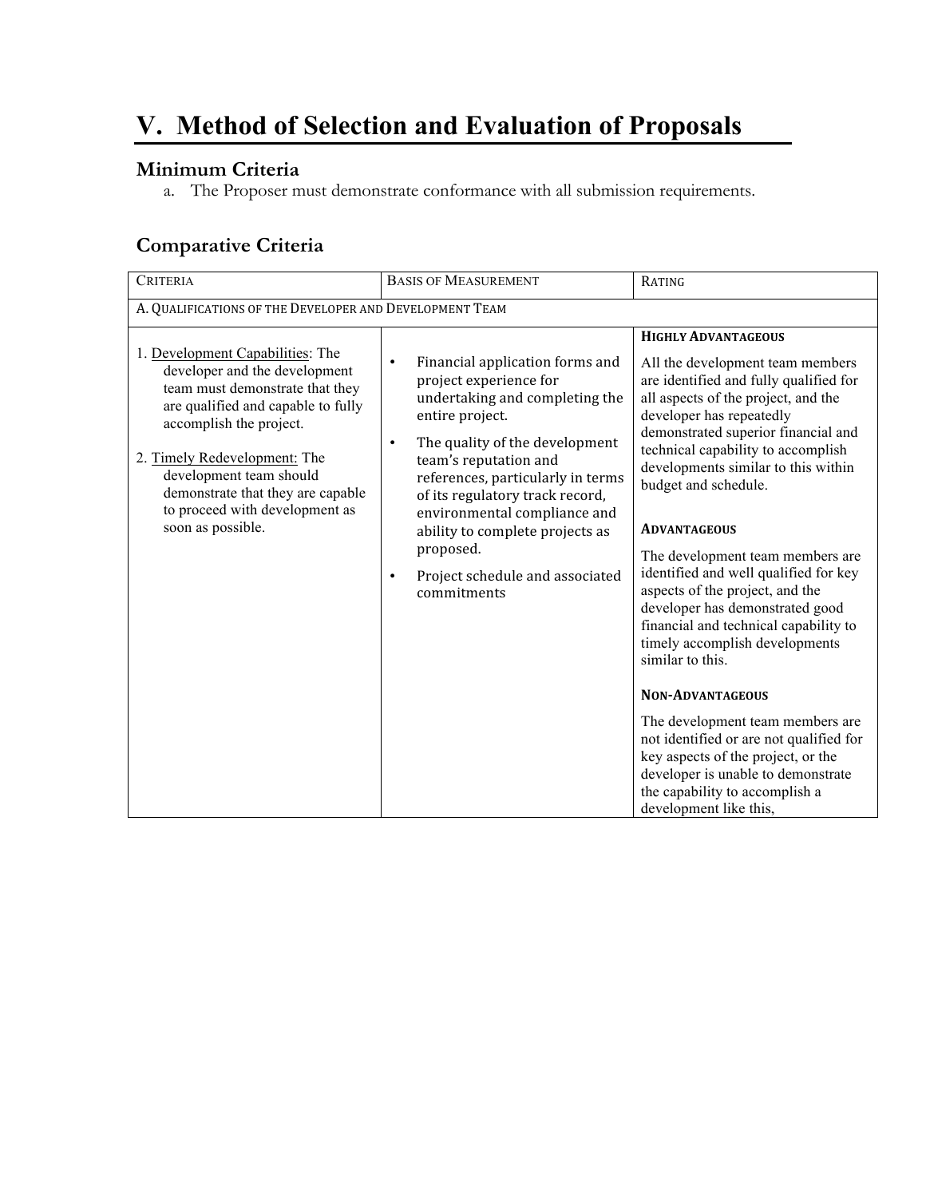# V. Method of Selection and Evaluation of Proposals

### Minimum Criteria

a. The Proposer must demonstrate conformance with all submission requirements.

### Comparative Criteria

| CRITERIA | BASIS OF MEASUREMENT | RATING |
| --- | --- | --- |
| A. QUALIFICATIONS OF THE DEVELOPER AND DEVELOPMENT TEAM | | |
| 1. Development Capabilities: The developer and the development team must demonstrate that they are qualified and capable to fully accomplish the project.<br><br>2. Timely Redevelopment: The development team should demonstrate that they are capable to proceed with development as soon as possible. | • Financial application forms and project experience for undertaking and completing the entire project.<br><br>• The quality of the development team's reputation and references, particularly in terms of its regulatory track record, environmental compliance and ability to complete projects as proposed.<br><br>• Project schedule and associated commitments | **HIGHLY ADVANTAGEOUS**<br><br>All the development team members are identified and fully qualified for all aspects of the project, and the developer has repeatedly demonstrated superior financial and technical capability to accomplish developments similar to this within budget and schedule.<br><br>**ADVANTAGEOUS**<br><br>The development team members are identified and well qualified for key aspects of the project, and the developer has demonstrated good financial and technical capability to timely accomplish developments similar to this.<br><br>**NON-ADVANTAGEOUS**<br><br>The development team members are not identified or are not qualified for key aspects of the project, or the developer is unable to demonstrate the capability to accomplish a development like this, |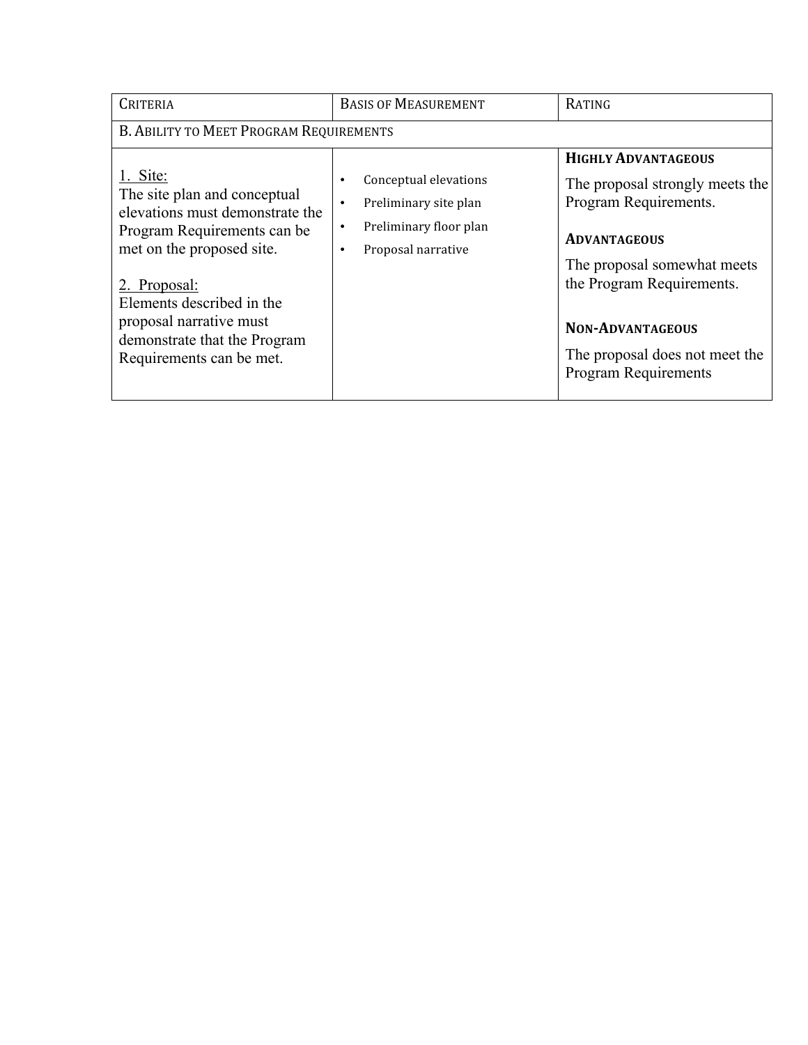| Criteria | Basis of Measurement | Rating |
|---|---|---|
| B. Ability to Meet Program Requirements | | |
| <u>1. Site:</u> The site plan and conceptual elevations must demonstrate the Program Requirements can be met on the proposed site.<br><br><u>2. Proposal:</u> Elements described in the proposal narrative must demonstrate that the Program Requirements can be met. | • Conceptual elevations<br>• Preliminary site plan<br>• Preliminary floor plan<br>• Proposal narrative | **Highly Advantageous**<br>The proposal strongly meets the Program Requirements.<br><br>**Advantageous**<br>The proposal somewhat meets the Program Requirements.<br><br>**Non-Advantageous**<br>The proposal does not meet the Program Requirements |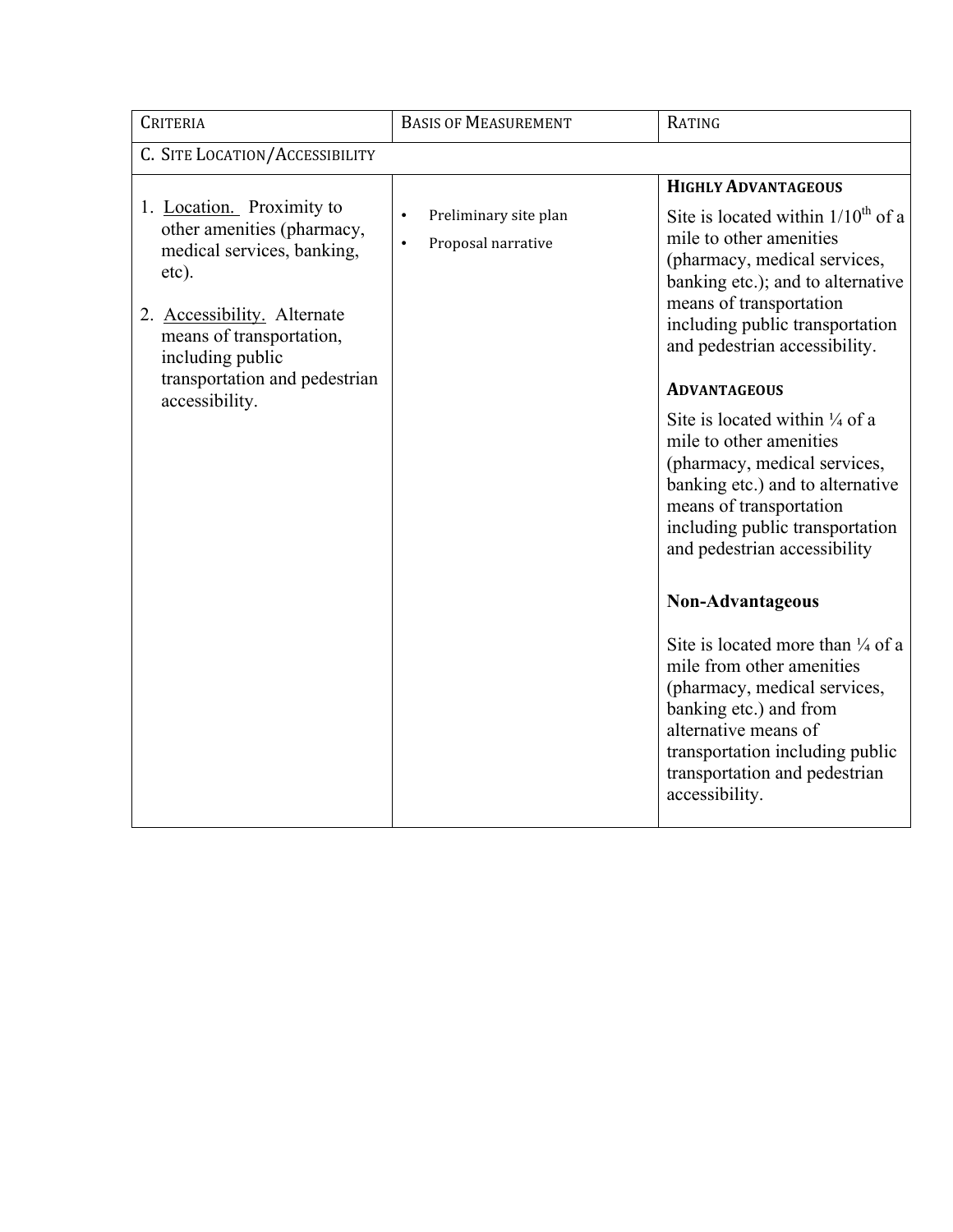| CRITERIA | BASIS OF MEASUREMENT | RATING |
|---|---|---|
| C. SITE LOCATION/ACCESSIBILITY | | |
| 1. <u>Location.</u> Proximity to other amenities (pharmacy, medical services, banking, etc).<br><br>2. <u>Accessibility.</u> Alternate means of transportation, including public transportation and pedestrian accessibility. | • Preliminary site plan<br>• Proposal narrative | **HIGHLY ADVANTAGEOUS**<br>Site is located within 1/10th of a mile to other amenities (pharmacy, medical services, banking etc.); and to alternative means of transportation including public transportation and pedestrian accessibility.<br><br>**ADVANTAGEOUS**<br>Site is located within ¼ of a mile to other amenities (pharmacy, medical services, banking etc.) and to alternative means of transportation including public transportation and pedestrian accessibility<br><br>**Non-Advantageous**<br>Site is located more than ¼ of a mile from other amenities (pharmacy, medical services, banking etc.) and from alternative means of transportation including public transportation and pedestrian accessibility. |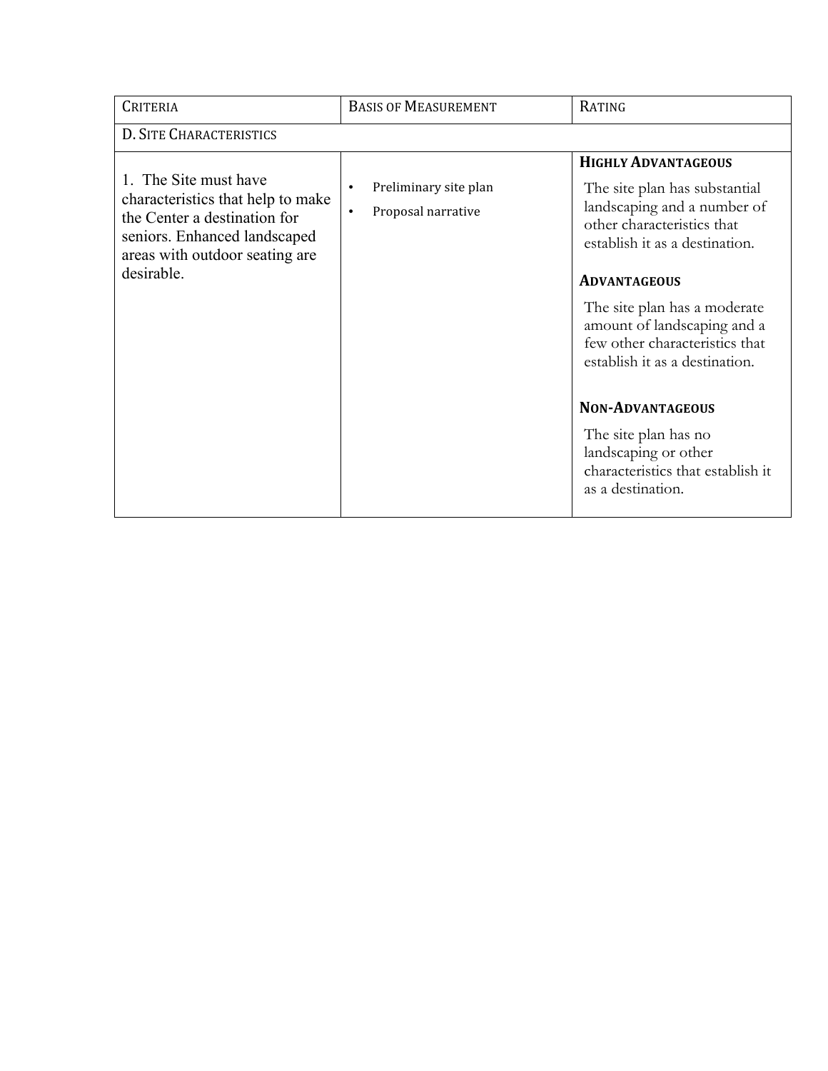| CRITERIA | BASIS OF MEASUREMENT | RATING |
| --- | --- | --- |
| D. SITE CHARACTERISTICS | | |
| 1. The Site must have characteristics that help to make the Center a destination for seniors. Enhanced landscaped areas with outdoor seating are desirable. | • Preliminary site plan<br>• Proposal narrative | **HIGHLY ADVANTAGEOUS**<br>The site plan has substantial landscaping and a number of other characteristics that establish it as a destination.<br><br>**ADVANTAGEOUS**<br>The site plan has a moderate amount of landscaping and a few other characteristics that establish it as a destination.<br><br>**NON-ADVANTAGEOUS**<br>The site plan has no landscaping or other characteristics that establish it as a destination. |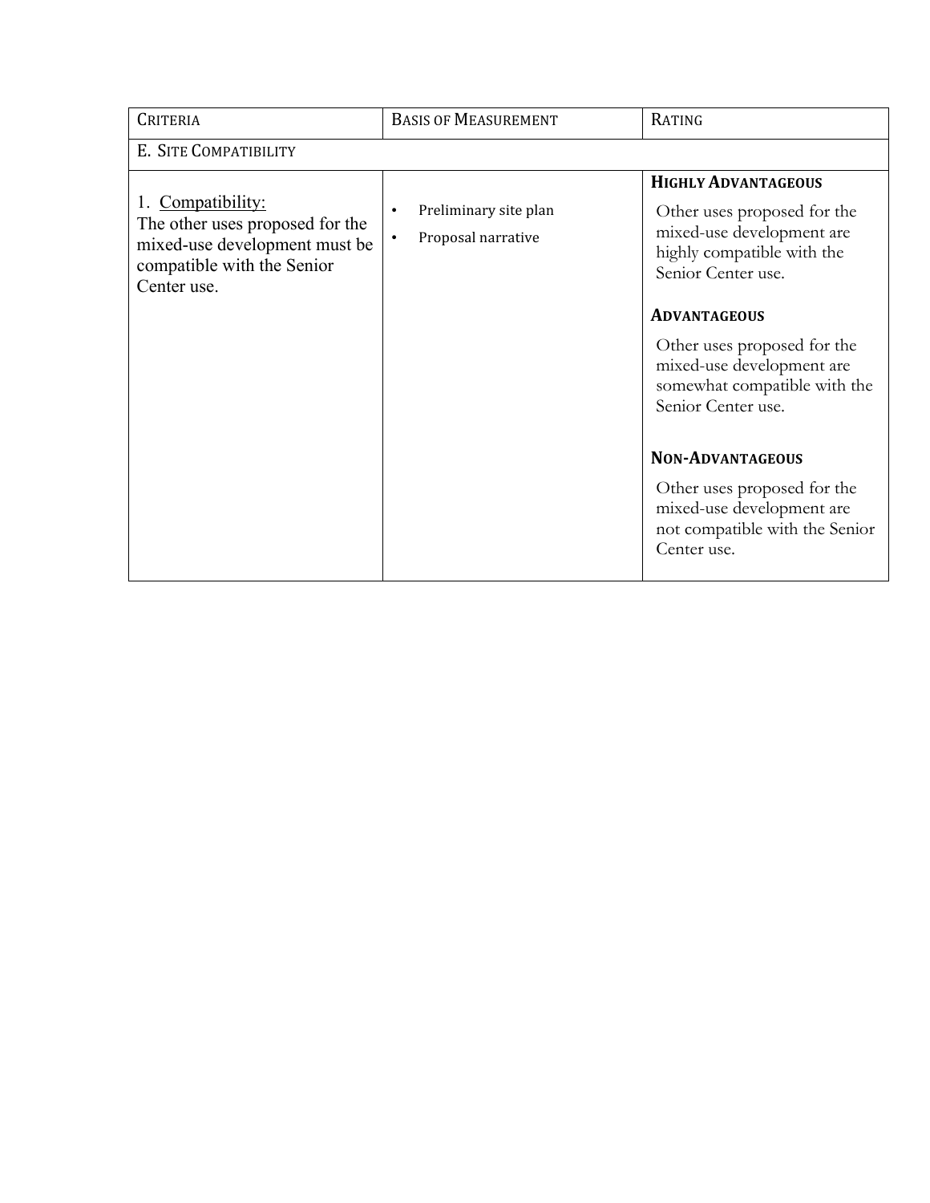| CRITERIA | BASIS OF MEASUREMENT | RATING |
|---|---|---|
| E. SITE COMPATIBILITY | | |
| 1. <u>Compatibility:</u> The other uses proposed for the mixed-use development must be compatible with the Senior Center use. | • Preliminary site plan<br>• Proposal narrative | **HIGHLY ADVANTAGEOUS**<br>Other uses proposed for the mixed-use development are highly compatible with the Senior Center use.<br><br>**ADVANTAGEOUS**<br>Other uses proposed for the mixed-use development are somewhat compatible with the Senior Center use.<br><br>**NON-ADVANTAGEOUS**<br>Other uses proposed for the mixed-use development are not compatible with the Senior Center use. |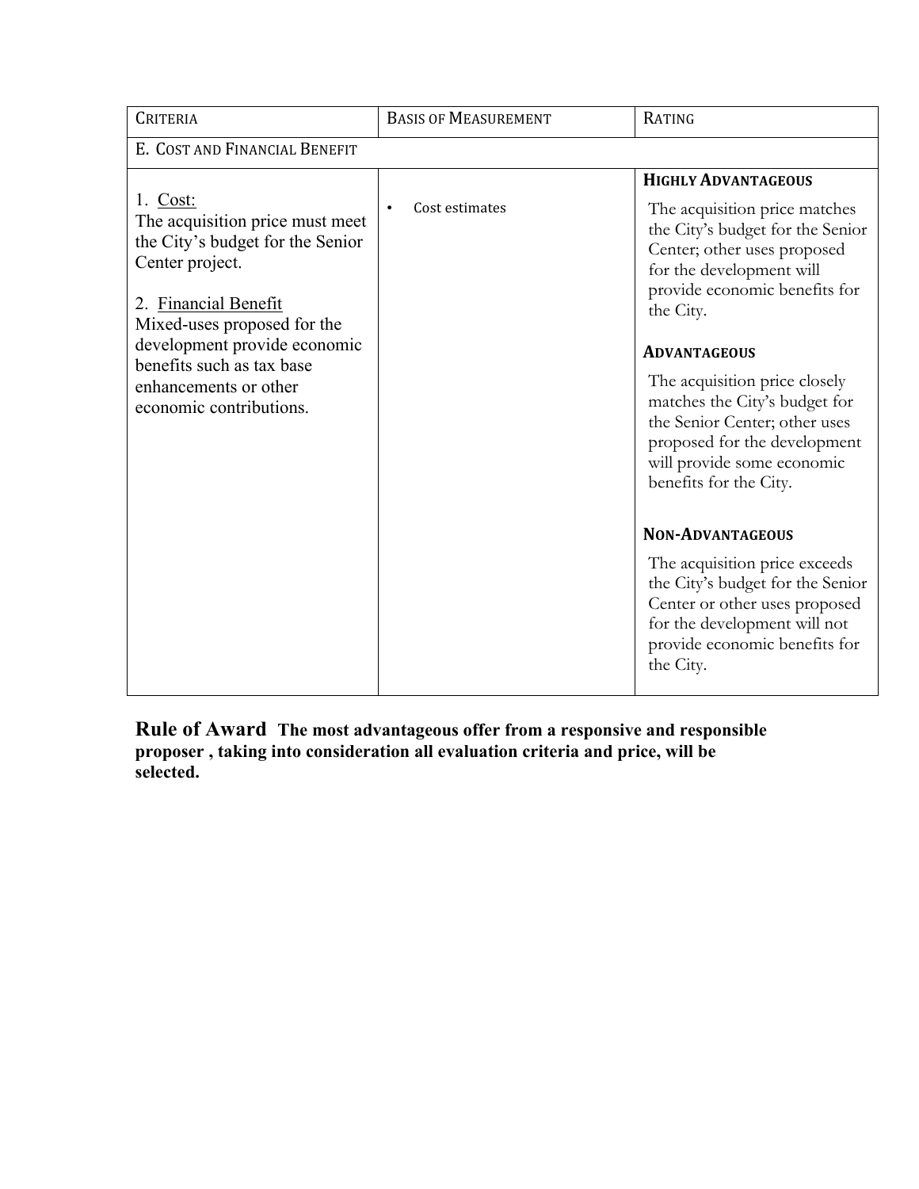| CRITERIA | BASIS OF MEASUREMENT | RATING |
| --- | --- | --- |
| E. COST AND FINANCIAL BENEFIT | | |
| 1. Cost:<br>The acquisition price must meet the City's budget for the Senior Center project.<br><br>2. Financial Benefit<br>Mixed-uses proposed for the development provide economic benefits such as tax base enhancements or other economic contributions. | • Cost estimates | **HIGHLY ADVANTAGEOUS**<br>The acquisition price matches the City's budget for the Senior Center; other uses proposed for the development will provide economic benefits for the City.<br><br>**ADVANTAGEOUS**<br>The acquisition price closely matches the City's budget for the Senior Center; other uses proposed for the development will provide some economic benefits for the City.<br><br>**NON-ADVANTAGEOUS**<br>The acquisition price exceeds the City's budget for the Senior Center or other uses proposed for the development will not provide economic benefits for the City. |

**Rule of Award** **The most advantageous offer from a responsive and responsible proposer , taking into consideration all evaluation criteria and price, will be selected.**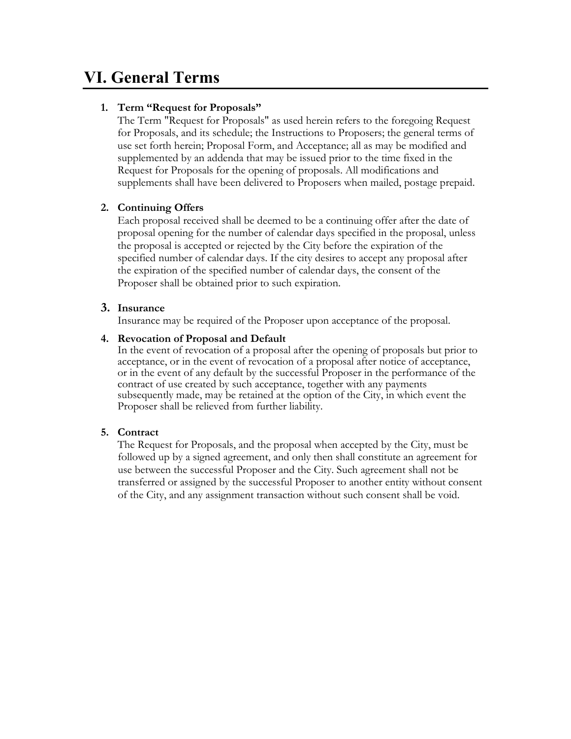# VI. General Terms

1. **Term "Request for Proposals"**
   The Term "Request for Proposals" as used herein refers to the foregoing Request for Proposals, and its schedule; the Instructions to Proposers; the general terms of use set forth herein; Proposal Form, and Acceptance; all as may be modified and supplemented by an addenda that may be issued prior to the time fixed in the Request for Proposals for the opening of proposals. All modifications and supplements shall have been delivered to Proposers when mailed, postage prepaid.

2. **Continuing Offers**
   Each proposal received shall be deemed to be a continuing offer after the date of proposal opening for the number of calendar days specified in the proposal, unless the proposal is accepted or rejected by the City before the expiration of the specified number of calendar days. If the city desires to accept any proposal after the expiration of the specified number of calendar days, the consent of the Proposer shall be obtained prior to such expiration.

3. **Insurance**
   Insurance may be required of the Proposer upon acceptance of the proposal.

4. **Revocation of Proposal and Default**
   In the event of revocation of a proposal after the opening of proposals but prior to acceptance, or in the event of revocation of a proposal after notice of acceptance, or in the event of any default by the successful Proposer in the performance of the contract of use created by such acceptance, together with any payments subsequently made, may be retained at the option of the City, in which event the Proposer shall be relieved from further liability.

5. **Contract**
   The Request for Proposals, and the proposal when accepted by the City, must be followed up by a signed agreement, and only then shall constitute an agreement for use between the successful Proposer and the City. Such agreement shall not be transferred or assigned by the successful Proposer to another entity without consent of the City, and any assignment transaction without such consent shall be void.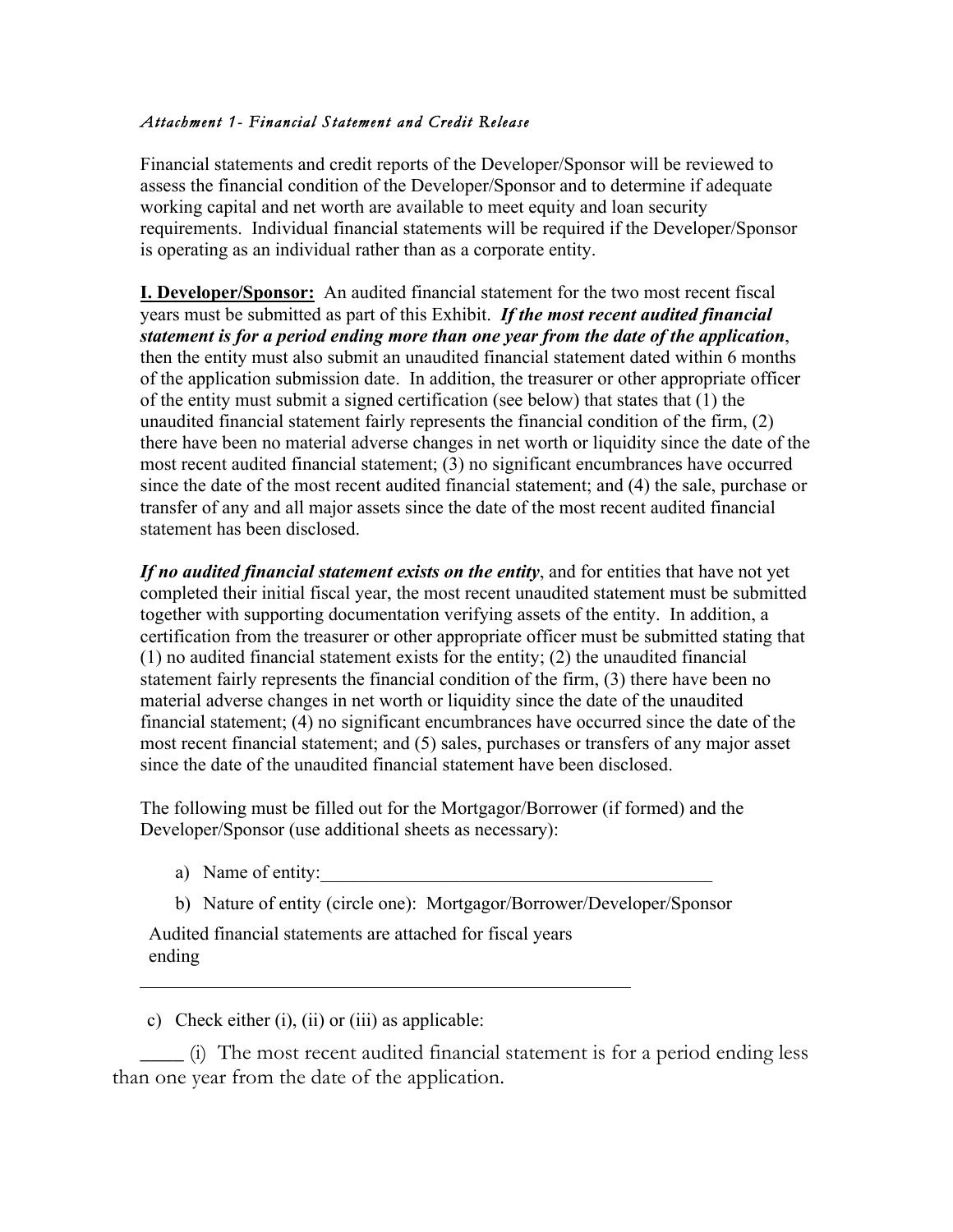*Attachment 1- Financial Statement and Credit Release*

Financial statements and credit reports of the Developer/Sponsor will be reviewed to assess the financial condition of the Developer/Sponsor and to determine if adequate working capital and net worth are available to meet equity and loan security requirements. Individual financial statements will be required if the Developer/Sponsor is operating as an individual rather than as a corporate entity.

**I. Developer/Sponsor:** An audited financial statement for the two most recent fiscal years must be submitted as part of this Exhibit. ***If the most recent audited financial statement is for a period ending more than one year from the date of the application***, then the entity must also submit an unaudited financial statement dated within 6 months of the application submission date. In addition, the treasurer or other appropriate officer of the entity must submit a signed certification (see below) that states that (1) the unaudited financial statement fairly represents the financial condition of the firm, (2) there have been no material adverse changes in net worth or liquidity since the date of the most recent audited financial statement; (3) no significant encumbrances have occurred since the date of the most recent audited financial statement; and (4) the sale, purchase or transfer of any and all major assets since the date of the most recent audited financial statement has been disclosed.

***If no audited financial statement exists on the entity***, and for entities that have not yet completed their initial fiscal year, the most recent unaudited statement must be submitted together with supporting documentation verifying assets of the entity. In addition, a certification from the treasurer or other appropriate officer must be submitted stating that (1) no audited financial statement exists for the entity; (2) the unaudited financial statement fairly represents the financial condition of the firm, (3) there have been no material adverse changes in net worth or liquidity since the date of the unaudited financial statement; (4) no significant encumbrances have occurred since the date of the most recent financial statement; and (5) sales, purchases or transfers of any major asset since the date of the unaudited financial statement have been disclosed.

The following must be filled out for the Mortgagor/Borrower (if formed) and the Developer/Sponsor (use additional sheets as necessary):

a) Name of entity:\_\_\_\_\_\_\_\_\_\_\_\_\_\_\_\_\_\_\_\_\_\_\_\_\_\_\_\_\_\_\_\_\_\_\_\_\_\_\_\_\_\_

b) Nature of entity (circle one): Mortgagor/Borrower/Developer/Sponsor

Audited financial statements are attached for fiscal years ending

\_\_\_\_\_\_\_\_\_\_\_\_\_\_\_\_\_\_\_\_\_\_\_\_\_\_\_\_\_\_\_\_\_\_\_\_\_\_\_\_\_\_\_\_\_\_\_\_\_\_\_\_\_\_

c) Check either (i), (ii) or (iii) as applicable:

\_\_\_\_ (i) The most recent audited financial statement is for a period ending less than one year from the date of the application.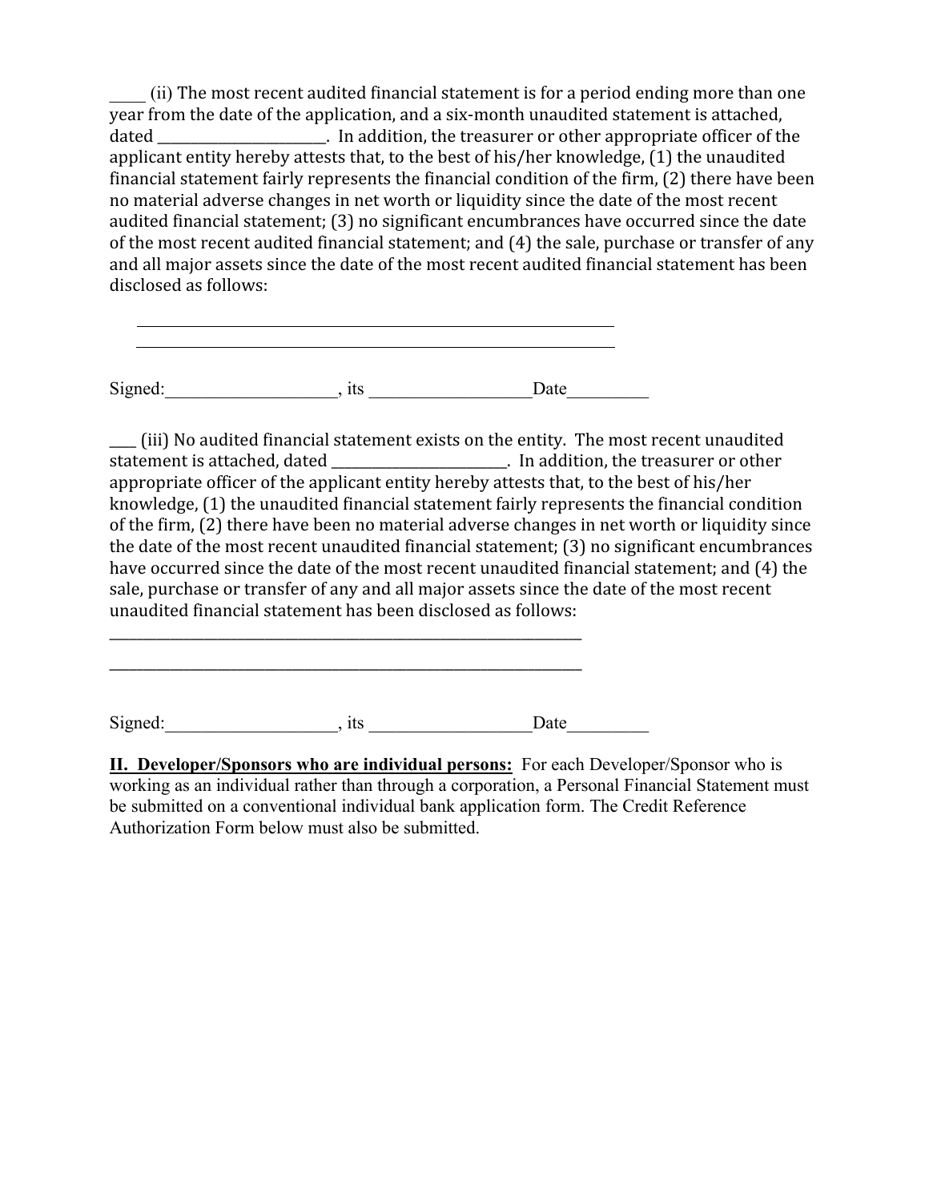_____ (ii) The most recent audited financial statement is for a period ending more than one year from the date of the application, and a six-month unaudited statement is attached, dated _______________________. In addition, the treasurer or other appropriate officer of the applicant entity hereby attests that, to the best of his/her knowledge, (1) the unaudited financial statement fairly represents the financial condition of the firm, (2) there have been no material adverse changes in net worth or liquidity since the date of the most recent audited financial statement; (3) no significant encumbrances have occurred since the date of the most recent audited financial statement; and (4) the sale, purchase or transfer of any and all major assets since the date of the most recent audited financial statement has been disclosed as follows:

______________________________________________________________

______________________________________________________________

Signed:____________________, its ___________________Date_________

____ (iii) No audited financial statement exists on the entity. The most recent unaudited statement is attached, dated ________________________. In addition, the treasurer or other appropriate officer of the applicant entity hereby attests that, to the best of his/her knowledge, (1) the unaudited financial statement fairly represents the financial condition of the firm, (2) there have been no material adverse changes in net worth or liquidity since the date of the most recent unaudited financial statement; (3) no significant encumbrances have occurred since the date of the most recent unaudited financial statement; and (4) the sale, purchase or transfer of any and all major assets since the date of the most recent unaudited financial statement has been disclosed as follows:

______________________________________________________________

______________________________________________________________

Signed:___________________, its __________________Date_________

**II. Developer/Sponsors who are individual persons:** For each Developer/Sponsor who is working as an individual rather than through a corporation, a Personal Financial Statement must be submitted on a conventional individual bank application form. The Credit Reference Authorization Form below must also be submitted.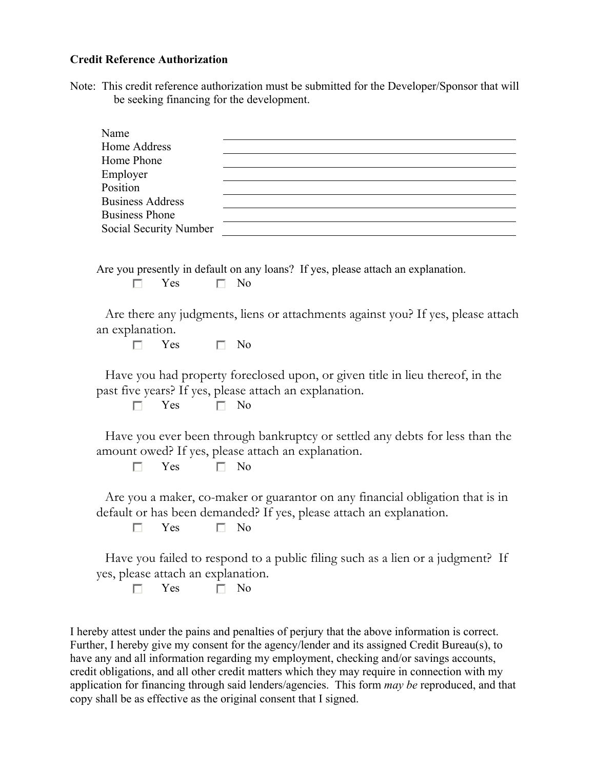**Credit Reference Authorization**

Note: This credit reference authorization must be submitted for the Developer/Sponsor that will be seeking financing for the development.

| | |
|---|---|
| Name | |
| Home Address | |
| Home Phone | |
| Employer | |
| Position | |
| Business Address | |
| Business Phone | |
| Social Security Number | |

Are you presently in default on any loans? If yes, please attach an explanation.

☐ Yes ☐ No

Are there any judgments, liens or attachments against you? If yes, please attach an explanation.

☐ Yes ☐ No

Have you had property foreclosed upon, or given title in lieu thereof, in the past five years? If yes, please attach an explanation.

☐ Yes ☐ No

Have you ever been through bankruptcy or settled any debts for less than the amount owed? If yes, please attach an explanation.

☐ Yes ☐ No

Are you a maker, co-maker or guarantor on any financial obligation that is in default or has been demanded? If yes, please attach an explanation.

☐ Yes ☐ No

Have you failed to respond to a public filing such as a lien or a judgment? If yes, please attach an explanation.

☐ Yes ☐ No

I hereby attest under the pains and penalties of perjury that the above information is correct. Further, I hereby give my consent for the agency/lender and its assigned Credit Bureau(s), to have any and all information regarding my employment, checking and/or savings accounts, credit obligations, and all other credit matters which they may require in connection with my application for financing through said lenders/agencies. This form *may be* reproduced, and that copy shall be as effective as the original consent that I signed.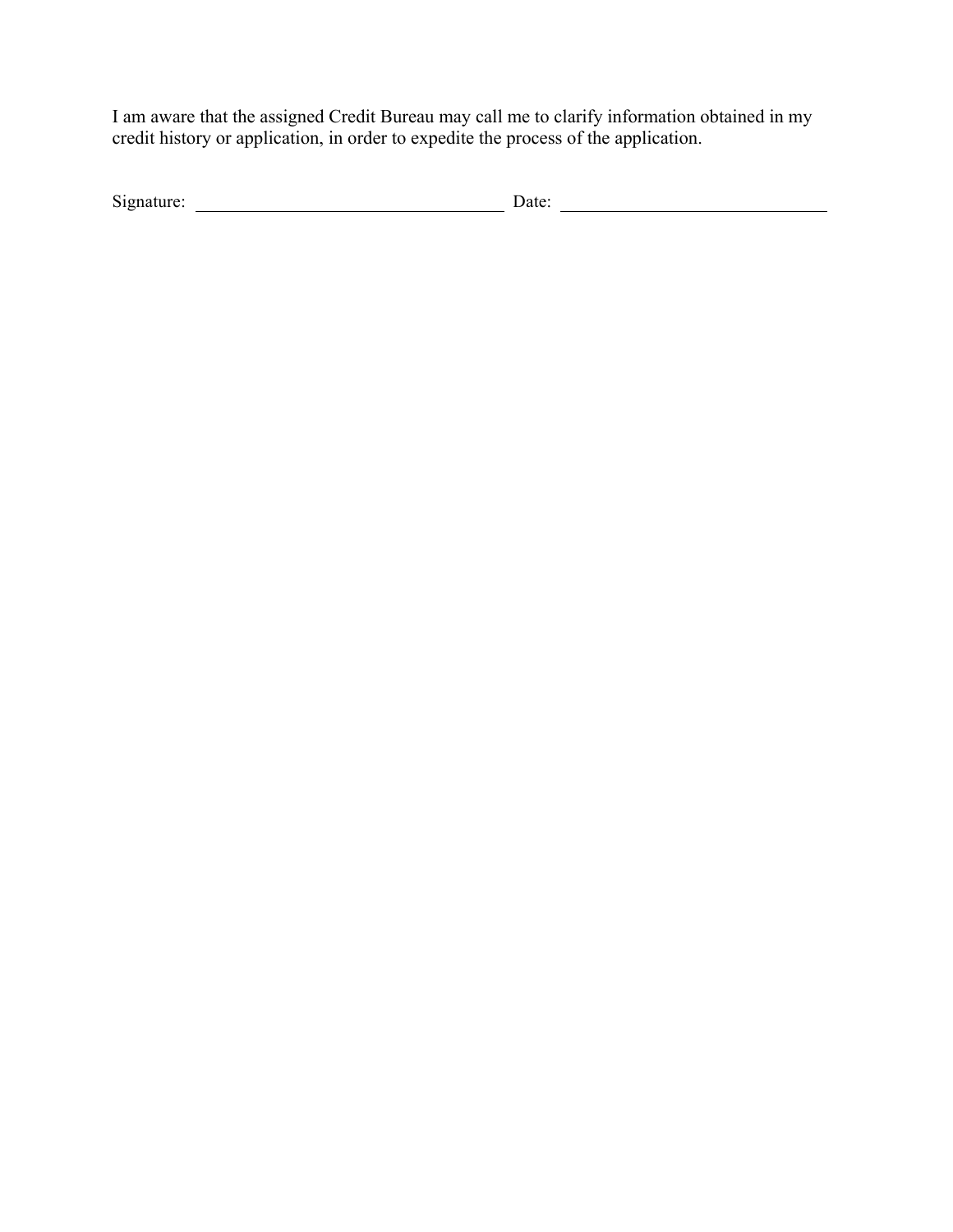I am aware that the assigned Credit Bureau may call me to clarify information obtained in my credit history or application, in order to expedite the process of the application.

Signature: ______________________________ Date: ___________________________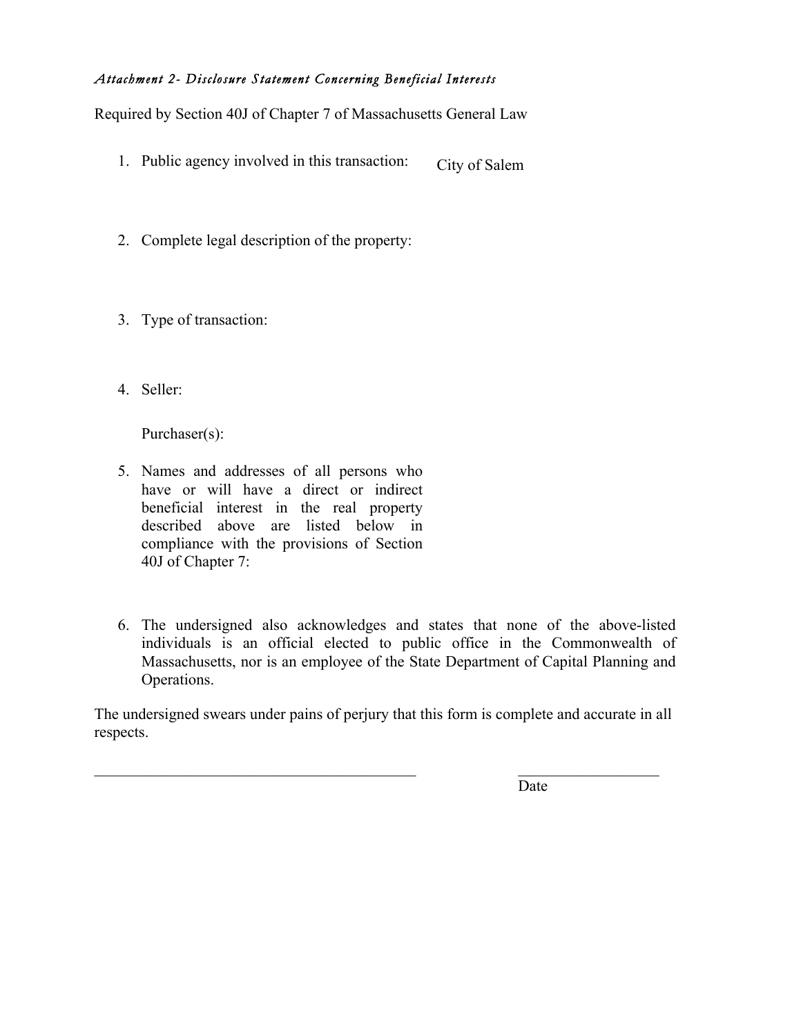*Attachment 2- Disclosure Statement Concerning Beneficial Interests*

Required by Section 40J of Chapter 7 of Massachusetts General Law

1. Public agency involved in this transaction: City of Salem

2. Complete legal description of the property:

3. Type of transaction:

4. Seller:

   Purchaser(s):

5. Names and addresses of all persons who have or will have a direct or indirect beneficial interest in the real property described above are listed below in compliance with the provisions of Section 40J of Chapter 7:

6. The undersigned also acknowledges and states that none of the above-listed individuals is an official elected to public office in the Commonwealth of Massachusetts, nor is an employee of the State Department of Capital Planning and Operations.

The undersigned swears under pains of perjury that this form is complete and accurate in all respects.

\_\_\_\_\_\_\_\_\_\_\_\_\_\_\_\_\_\_\_\_\_\_\_\_\_\_\_\_\_\_\_\_\_\_\_\_\_\_\_\_\_\_ \_\_\_\_\_\_\_\_\_\_\_\_\_\_\_\_\_\_\_

Date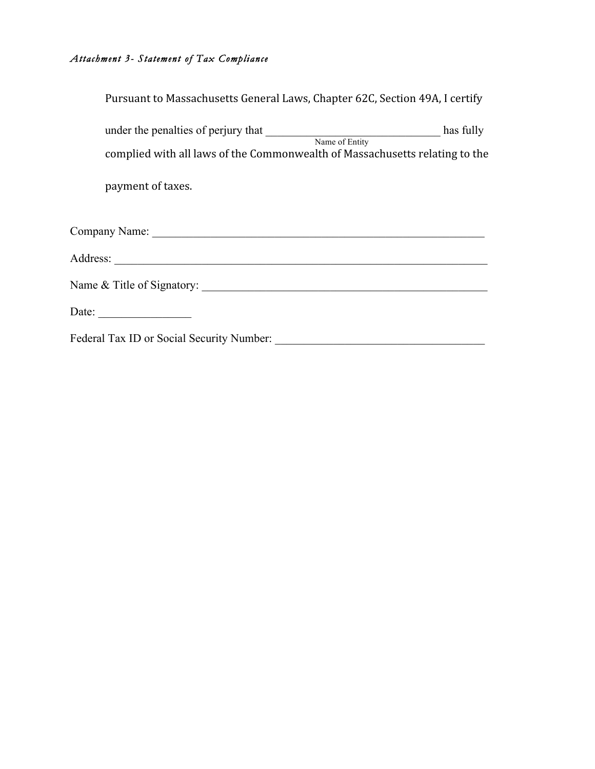*Attachment 3- Statement of Tax Compliance*

Pursuant to Massachusetts General Laws, Chapter 62C, Section 49A, I certify under the penalties of perjury that ________________________________ has fully
Name of Entity
complied with all laws of the Commonwealth of Massachusetts relating to the payment of taxes.

Company Name: ____________________________________________________________

Address: _________________________________________________________________

Name & Title of Signatory: __________________________________________________

Date: ________________

Federal Tax ID or Social Security Number: ____________________________________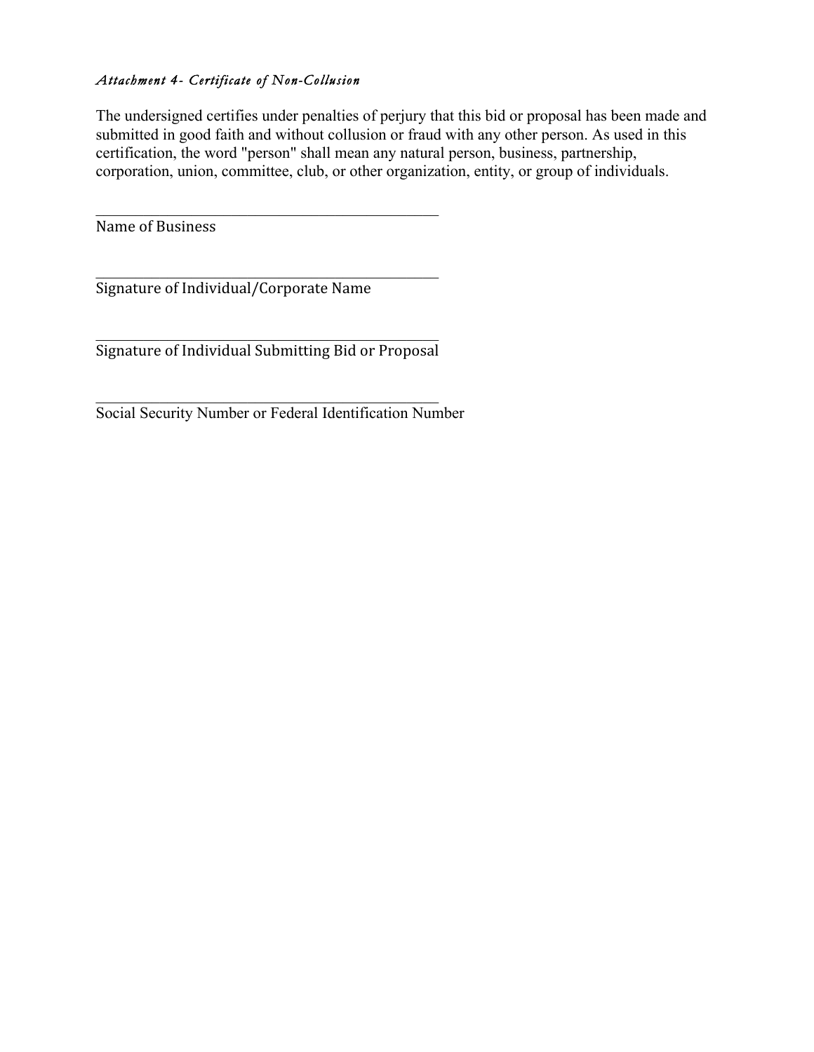*Attachment 4- Certificate of Non-Collusion*

The undersigned certifies under penalties of perjury that this bid or proposal has been made and submitted in good faith and without collusion or fraud with any other person. As used in this certification, the word "person" shall mean any natural person, business, partnership, corporation, union, committee, club, or other organization, entity, or group of individuals.

\_\_\_\_\_\_\_\_\_\_\_\_\_\_\_\_\_\_\_\_\_\_\_\_\_\_\_\_\_\_\_\_\_\_\_\_\_\_\_\_\_\_\_\_\_\_\_\_
Name of Business

\_\_\_\_\_\_\_\_\_\_\_\_\_\_\_\_\_\_\_\_\_\_\_\_\_\_\_\_\_\_\_\_\_\_\_\_\_\_\_\_\_\_\_\_\_\_\_\_
Signature of Individual/Corporate Name

\_\_\_\_\_\_\_\_\_\_\_\_\_\_\_\_\_\_\_\_\_\_\_\_\_\_\_\_\_\_\_\_\_\_\_\_\_\_\_\_\_\_\_\_\_\_\_\_
Signature of Individual Submitting Bid or Proposal

\_\_\_\_\_\_\_\_\_\_\_\_\_\_\_\_\_\_\_\_\_\_\_\_\_\_\_\_\_\_\_\_\_\_\_\_\_\_\_\_\_\_\_\_\_\_\_\_
Social Security Number or Federal Identification Number